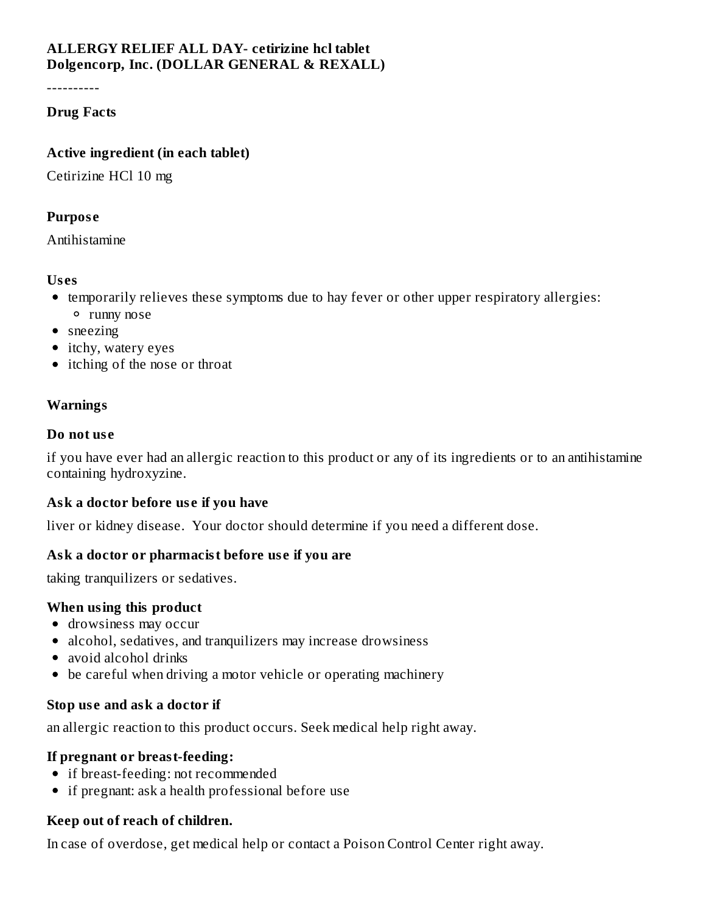**ALLERGY RELIEF ALL DAY- cetirizine hcl tablet**
**Dolgencorp, Inc. (DOLLAR GENERAL & REXALL)**

----------

## Drug Facts

### Active ingredient (in each tablet)

Cetirizine HCl 10 mg

### Purpose

Antihistamine

### Uses

- temporarily relieves these symptoms due to hay fever or other upper respiratory allergies:
  - runny nose
- sneezing
- itchy, watery eyes
- itching of the nose or throat

### Warnings

#### Do not use

if you have ever had an allergic reaction to this product or any of its ingredients or to an antihistamine containing hydroxyzine.

#### Ask a doctor before use if you have

liver or kidney disease. Your doctor should determine if you need a different dose.

#### Ask a doctor or pharmacist before use if you are

taking tranquilizers or sedatives.

#### When using this product

- drowsiness may occur
- alcohol, sedatives, and tranquilizers may increase drowsiness
- avoid alcohol drinks
- be careful when driving a motor vehicle or operating machinery

#### Stop use and ask a doctor if

an allergic reaction to this product occurs. Seek medical help right away.

#### If pregnant or breast-feeding:

- if breast-feeding: not recommended
- if pregnant: ask a health professional before use

#### Keep out of reach of children.

In case of overdose, get medical help or contact a Poison Control Center right away.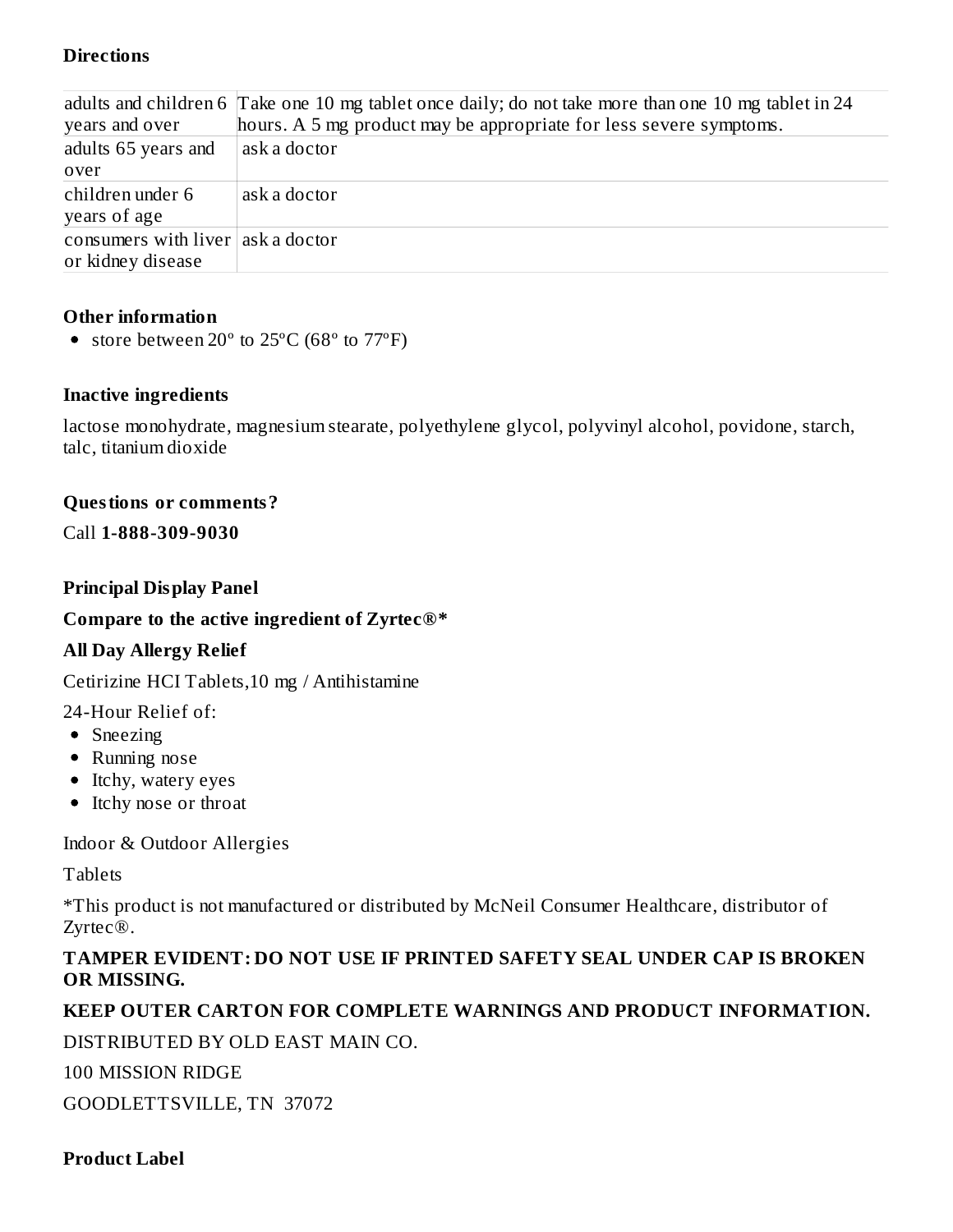**Directions**

| | |
|---|---|
| adults and children 6 years and over | Take one 10 mg tablet once daily; do not take more than one 10 mg tablet in 24 hours. A 5 mg product may be appropriate for less severe symptoms. |
| adults 65 years and over | ask a doctor |
| children under 6 years of age | ask a doctor |
| consumers with liver or kidney disease | ask a doctor |

**Other information**

- store between 20° to 25°C (68° to 77°F)

**Inactive ingredients**

lactose monohydrate, magnesium stearate, polyethylene glycol, polyvinyl alcohol, povidone, starch, talc, titanium dioxide

**Questions or comments?**

Call **1-888-309-9030**

**Principal Display Panel**

**Compare to the active ingredient of Zyrtec®***

**All Day Allergy Relief**

Cetirizine HCI Tablets,10 mg / Antihistamine

24-Hour Relief of:

- Sneezing
- Running nose
- Itchy, watery eyes
- Itchy nose or throat

Indoor & Outdoor Allergies

Tablets

*This product is not manufactured or distributed by McNeil Consumer Healthcare, distributor of Zyrtec®.

**TAMPER EVIDENT: DO NOT USE IF PRINTED SAFETY SEAL UNDER CAP IS BROKEN OR MISSING.**

**KEEP OUTER CARTON FOR COMPLETE WARNINGS AND PRODUCT INFORMATION.**

DISTRIBUTED BY OLD EAST MAIN CO.

100 MISSION RIDGE

GOODLETTSVILLE, TN 37072

**Product Label**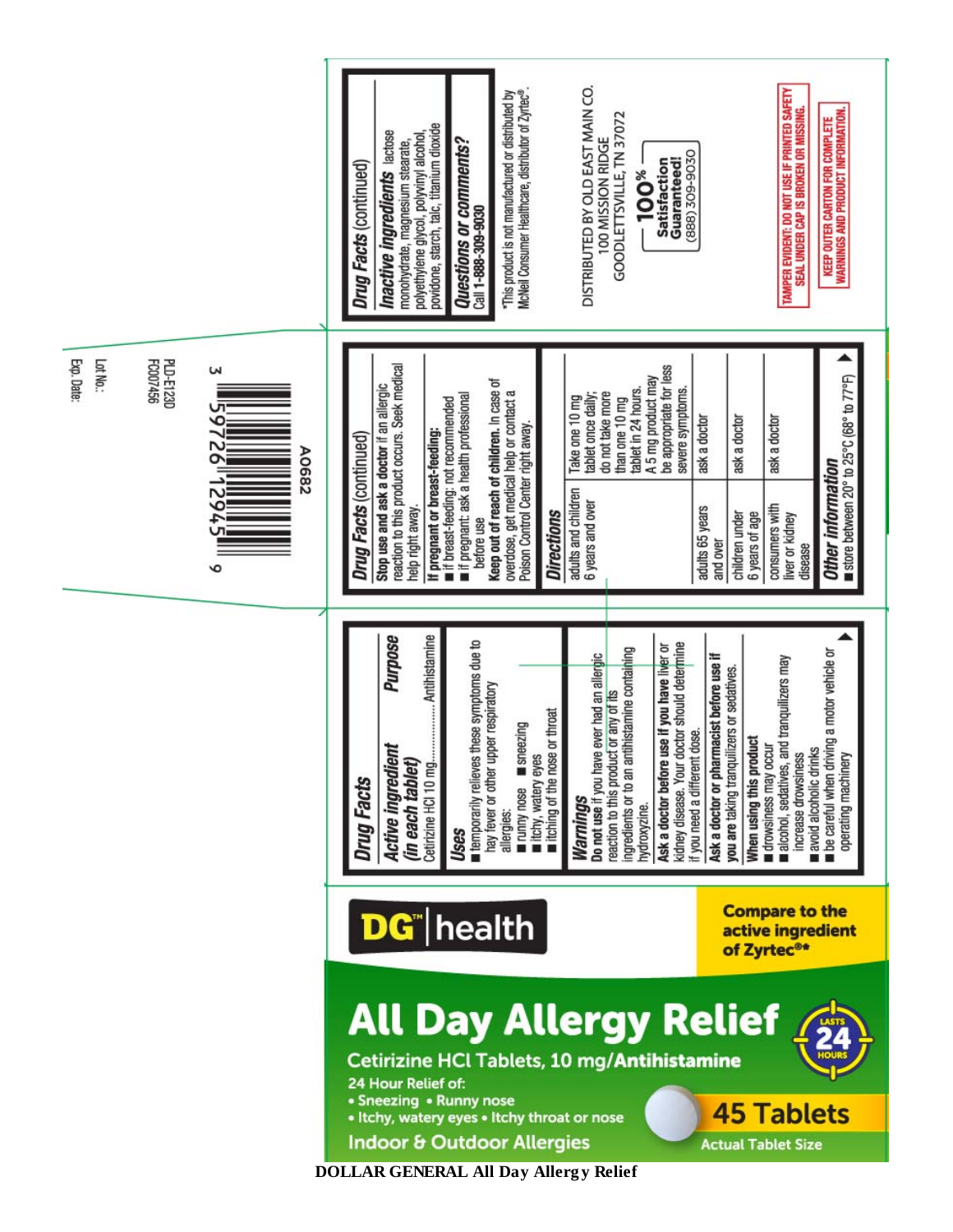# DG | health

Compare to the active ingredient of Zyrtec®*

# All Day Allergy Relief

LASTS 24 HOURS

Cetirizine HCl Tablets, 10 mg/Antihistamine

24 Hour Relief of:
- Sneezing • Runny nose
- Itchy, watery eyes • Itchy throat or nose

Indoor & Outdoor Allergies

45 Tablets

Actual Tablet Size

## Drug Facts

| Active ingredient (in each tablet) | Purpose |
| --- | --- |
| Cetirizine HCl 10 mg | Antihistamine |

### Uses
- temporarily relieves these symptoms due to hay fever or other upper respiratory allergies:
  - runny nose
  - sneezing
  - itchy, watery eyes
  - itching of the nose or throat

### Warnings
**Do not use** if you have ever had an allergic reaction to this product or any of its ingredients or to an antihistamine containing hydroxyzine.

**Ask a doctor before use if you have** liver or kidney disease. Your doctor should determine if you need a different dose.

**Ask a doctor or pharmacist before use if you are** taking tranquilizers or sedatives.

**When using this product**
- drowsiness may occur
- alcohol, sedatives, and tranquilizers may increase drowsiness
- avoid alcoholic drinks
- be careful when driving a motor vehicle or operating machinery

## Drug Facts (continued)

**Stop use and ask a doctor** if an allergic reaction to this product occurs. Seek medical help right away.

**If pregnant or breast-feeding:**
- if breast-feeding: not recommended
- if pregnant: ask a health professional before use

**Keep out of reach of children.** In case of overdose, get medical help or contact a Poison Control Center right away.

### Directions

| | |
| --- | --- |
| adults and children 6 years and over | Take one 10 mg tablet once daily; do not take more than one 10 mg tablet in 24 hours. A 5 mg product may be appropriate for less severe symptoms. |
| adults 65 years and over | ask a doctor |
| children under 6 years of age | ask a doctor |
| consumers with liver or kidney disease | ask a doctor |

### Other information
- store between 20° to 25°C (68° to 77°F)

## Drug Facts (continued)

**Inactive ingredients** lactose monohydrate, magnesium stearate, polyethylene glycol, polyvinyl alcohol, povidone, starch, talc, titanium dioxide

**Questions or comments?**
Call 1-888-309-9030

*This product is not manufactured or distributed by McNeil Consumer Healthcare, distributor of Zyrtec®.

DISTRIBUTED BY OLD EAST MAIN CO.
100 MISSION RIDGE
GOODLETTSVILLE, TN 37072

100% Satisfaction Guaranteed!
(888) 309-9030

TAMPER EVIDENT: DO NOT USE IF PRINTED SAFETY SEAL UNDER CAP IS BROKEN OR MISSING.

KEEP OUTER CARTON FOR COMPLETE WARNINGS AND PRODUCT INFORMATION.

A0682

3 59726 12945 9

PLD-E123D
F0007456

Lot No.:
Exp. Date:

DOLLAR GENERAL All Day Allergy Relief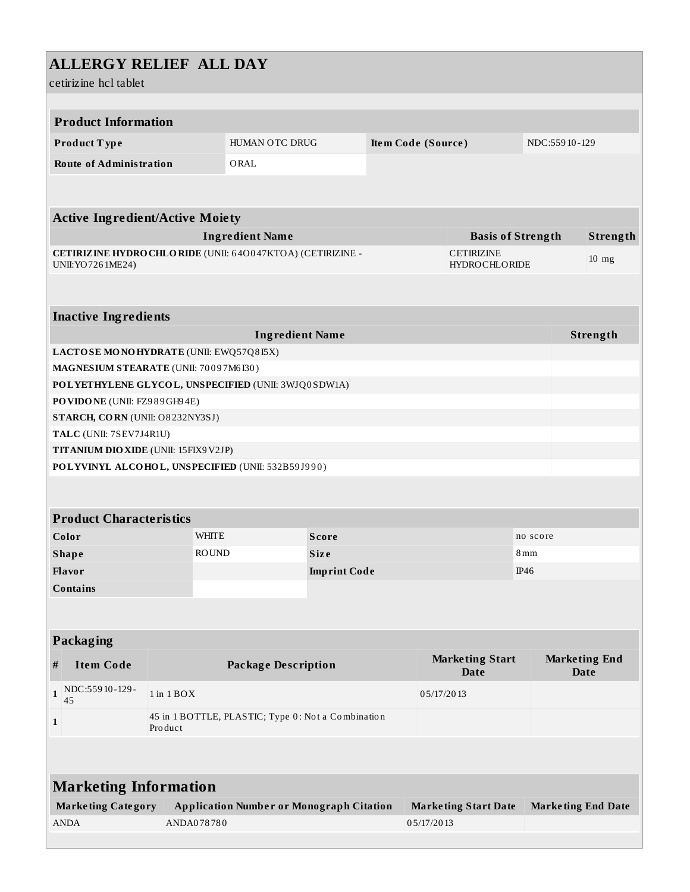# ALLERGY RELIEF ALL DAY

cetirizine hcl tablet

| Product Information | | | |
|---|---|---|---|
| **Product Type** | HUMAN OTC DRUG | **Item Code (Source)** | NDC:55910-129 |
| **Route of Administration** | ORAL | | |

| Active Ingredient/Active Moiety | | |
|---|---|---|
| **Ingredient Name** | **Basis of Strength** | **Strength** |
| **CETIRIZINE HYDROCHLORIDE** (UNII: 64O047KTOA) (CETIRIZINE - UNII:YO7261ME24) | CETIRIZINE HYDROCHLORIDE | 10 mg |

| Inactive Ingredients | |
|---|---|
| **Ingredient Name** | **Strength** |
| **LACTOSE MONOHYDRATE** (UNII: EWQ57Q8I5X) | |
| **MAGNESIUM STEARATE** (UNII: 70097M6I30) | |
| **POLYETHYLENE GLYCOL, UNSPECIFIED** (UNII: 3WJQ0SDW1A) | |
| **POVIDONE** (UNII: FZ989GH94E) | |
| **STARCH, CORN** (UNII: O8232NY3SJ) | |
| **TALC** (UNII: 7SEV7J4R1U) | |
| **TITANIUM DIOXIDE** (UNII: 15FIX9V2JP) | |
| **POLYVINYL ALCOHOL, UNSPECIFIED** (UNII: 532B59J990) | |

| Product Characteristics | | | |
|---|---|---|---|
| **Color** | WHITE | **Score** | no score |
| **Shape** | ROUND | **Size** | 8mm |
| **Flavor** | | **Imprint Code** | IP46 |
| **Contains** | | | |

| Packaging | | | | |
|---|---|---|---|---|
| **#** | **Item Code** | **Package Description** | **Marketing Start Date** | **Marketing End Date** |
| **1** | NDC:55910-129-45 | 1 in 1 BOX | 05/17/2013 | |
| **1** | | 45 in 1 BOTTLE, PLASTIC; Type 0: Not a Combination Product | | |

| Marketing Information | | | |
|---|---|---|---|
| **Marketing Category** | **Application Number or Monograph Citation** | **Marketing Start Date** | **Marketing End Date** |
| ANDA | ANDA078780 | 05/17/2013 | |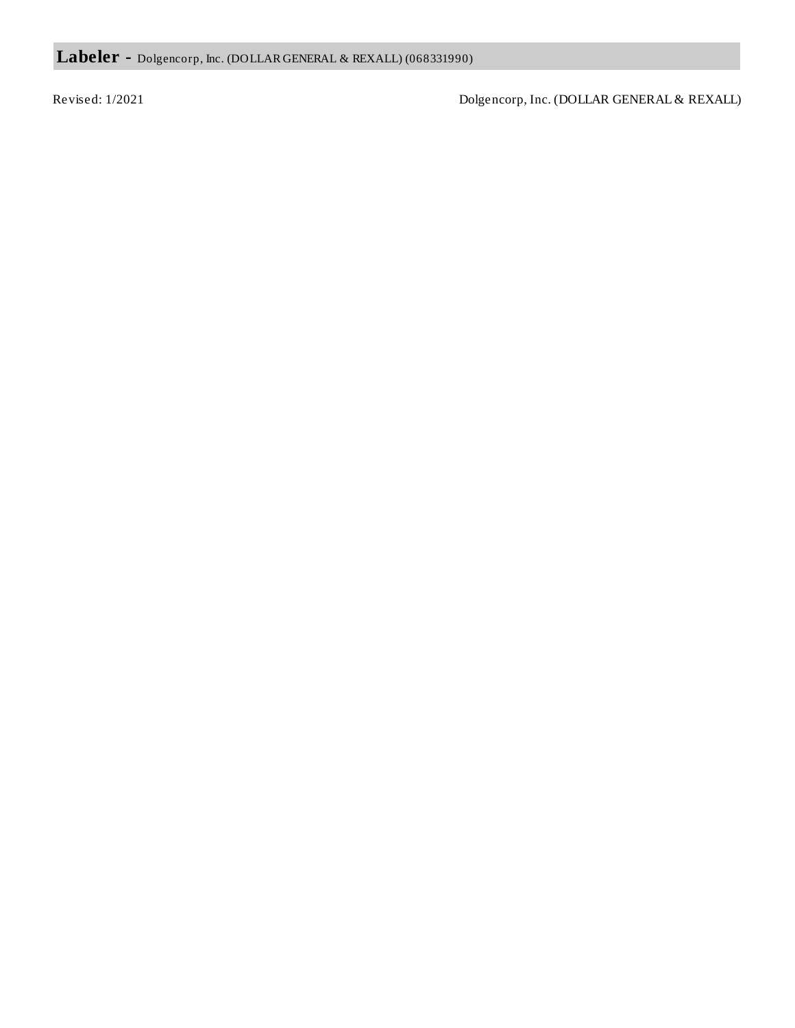**Labeler -** Dolgencorp, Inc. (DOLLAR GENERAL & REXALL) (068331990)

Revised: 1/2021 Dolgencorp, Inc. (DOLLAR GENERAL & REXALL)